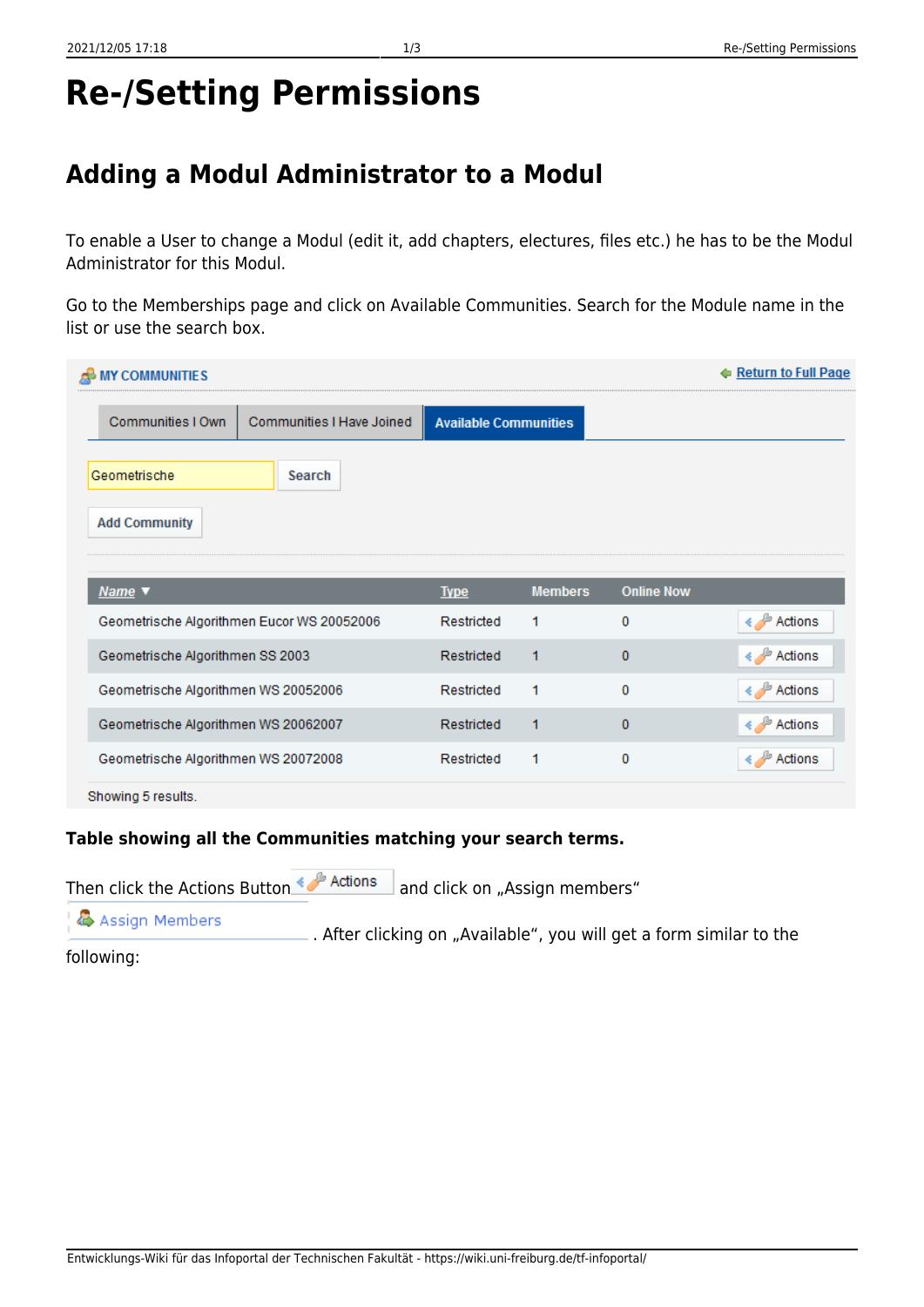# Re-/Setting Permissions

## Adding a Modul Administrator to a Modul

To enable a User to change a Modul (edit it, add chapters, electures, files etc.) he has to be the Modul Administrator for this Modul.

Go to the Memberships page and click on Available Communities. Search for the Module name in the list or use the search box.

MY COMMUNITIES — Return to Full Page

Communities I Own | Communities I Have Joined | **Available Communities**

Geometrische — Search

Add Community

| Name ▼ | Type | Members | Online Now | |
|---|---|---|---|---|
| Geometrische Algorithmen Eucor WS 20052006 | Restricted | 1 | 0 | Actions |
| Geometrische Algorithmen SS 2003 | Restricted | 1 | 0 | Actions |
| Geometrische Algorithmen WS 20052006 | Restricted | 1 | 0 | Actions |
| Geometrische Algorithmen WS 20062007 | Restricted | 1 | 0 | Actions |
| Geometrische Algorithmen WS 20072008 | Restricted | 1 | 0 | Actions |

Showing 5 results.

**Table showing all the Communities matching your search terms.**

Then click the Actions Button Actions and click on „Assign members“ Assign Members . After clicking on „Available“, you will get a form similar to the following: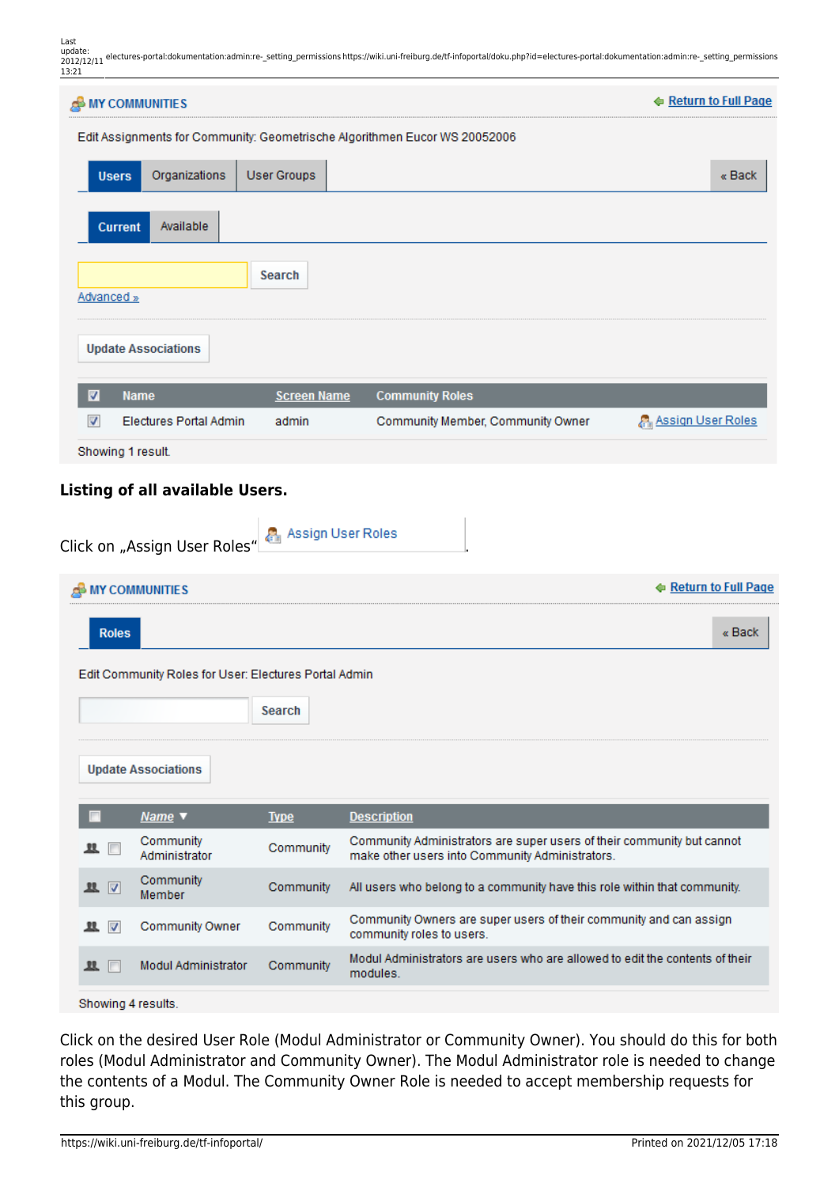**MY COMMUNITIES** — Return to Full Page

Edit Assignments for Community: Geometrische Algorithmen Eucor WS 20052006

Users | Organizations | User Groups | « Back

Current | Available

Search

Advanced »

Update Associations

| ☑ | Name | Screen Name | Community Roles | |
|---|---|---|---|---|
| ☑ | Electures Portal Admin | admin | Community Member, Community Owner | Assign User Roles |

Showing 1 result.

**Listing of all available Users.**

Click on „Assign User Roles“ Assign User Roles .

**MY COMMUNITIES** — Return to Full Page

Roles | « Back

Edit Community Roles for User: Electures Portal Admin

Search

Update Associations

| ☐ | Name ▼ | Type | Description |
|---|---|---|---|
| ☐ | Community Administrator | Community | Community Administrators are super users of their community but cannot make other users into Community Administrators. |
| ☑ | Community Member | Community | All users who belong to a community have this role within that community. |
| ☑ | Community Owner | Community | Community Owners are super users of their community and can assign community roles to users. |
| ☐ | Modul Administrator | Community | Modul Administrators are users who are allowed to edit the contents of their modules. |

Showing 4 results.

Click on the desired User Role (Modul Administrator or Community Owner). You should do this for both roles (Modul Administrator and Community Owner). The Modul Administrator role is needed to change the contents of a Modul. The Community Owner Role is needed to accept membership requests for this group.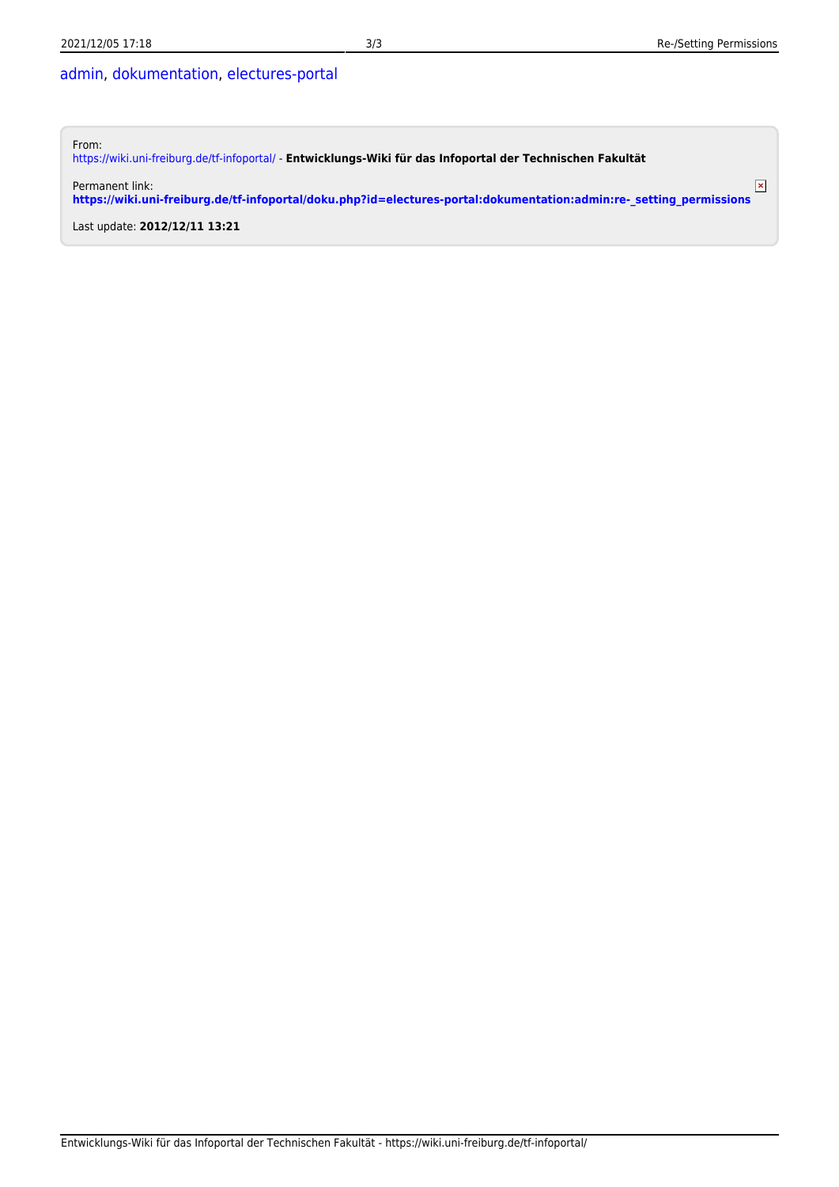admin, dokumentation, electures-portal

From:
https://wiki.uni-freiburg.de/tf-infoportal/ - **Entwicklungs-Wiki für das Infoportal der Technischen Fakultät**

Permanent link:
**https://wiki.uni-freiburg.de/tf-infoportal/doku.php?id=electures-portal:dokumentation:admin:re-_setting_permissions**

Last update: **2012/12/11 13:21**